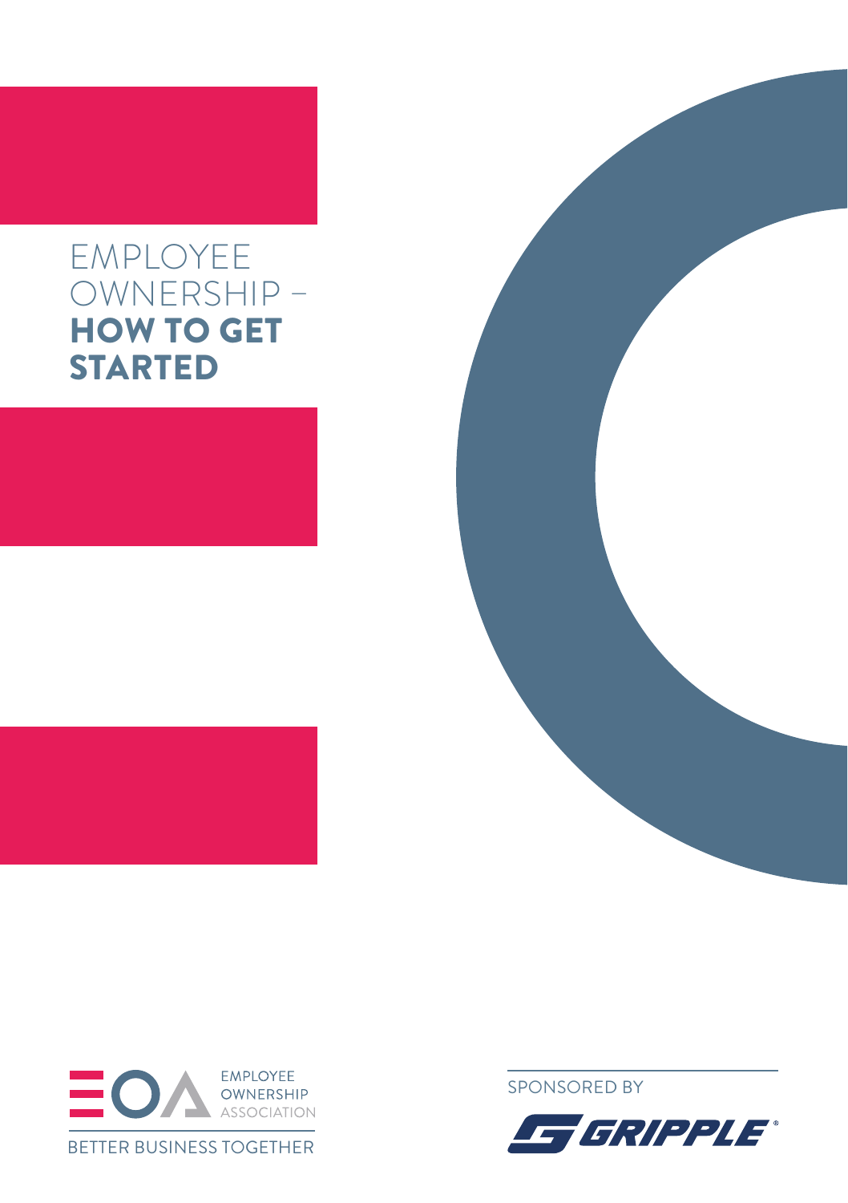# EMPLOYEE OWNERSHIP – **HOW TO GET STARTED**

EMPLOYEE OWNERSHIP ASSOCIATION

BETTER BUSINESS TOGETHER

SPONSORED BY

GRIPPLE®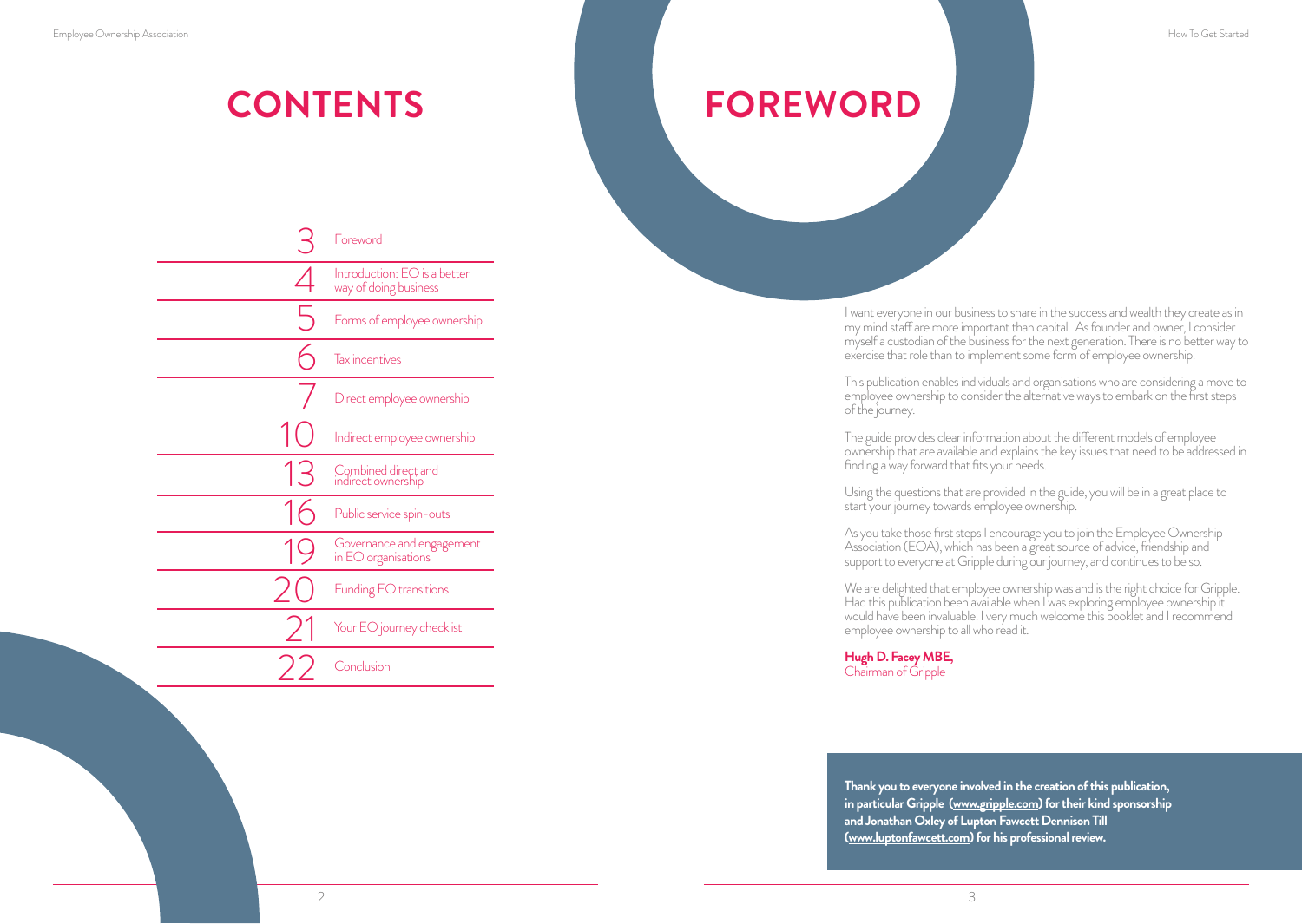# CONTENTS

| | |
|---|---|
| 3 | Foreword |
| 4 | Introduction: EO is a better way of doing business |
| 5 | Forms of employee ownership |
| 6 | Tax incentives |
| 7 | Direct employee ownership |
| 10 | Indirect employee ownership |
| 13 | Combined direct and indirect ownership |
| 16 | Public service spin-outs |
| 19 | Governance and engagement in EO organisations |
| 20 | Funding EO transitions |
| 21 | Your EO journey checklist |
| 22 | Conclusion |

# FOREWORD

I want everyone in our business to share in the success and wealth they create as in my mind staff are more important than capital. As founder and owner, I consider myself a custodian of the business for the next generation. There is no better way to exercise that role than to implement some form of employee ownership.

This publication enables individuals and organisations who are considering a move to employee ownership to consider the alternative ways to embark on the first steps of the journey.

The guide provides clear information about the different models of employee ownership that are available and explains the key issues that need to be addressed in finding a way forward that fits your needs.

Using the questions that are provided in the guide, you will be in a great place to start your journey towards employee ownership.

As you take those first steps I encourage you to join the Employee Ownership Association (EOA), which has been a great source of advice, friendship and support to everyone at Gripple during our journey, and continues to be so.

We are delighted that employee ownership was and is the right choice for Gripple. Had this publication been available when I was exploring employee ownership it would have been invaluable. I very much welcome this booklet and I recommend employee ownership to all who read it.

**Hugh D. Facey MBE,**
Chairman of Gripple

**Thank you to everyone involved in the creation of this publication, in particular Gripple (www.gripple.com) for their kind sponsorship and Jonathan Oxley of Lupton Fawcett Dennison Till (www.luptonfawcett.com) for his professional review.**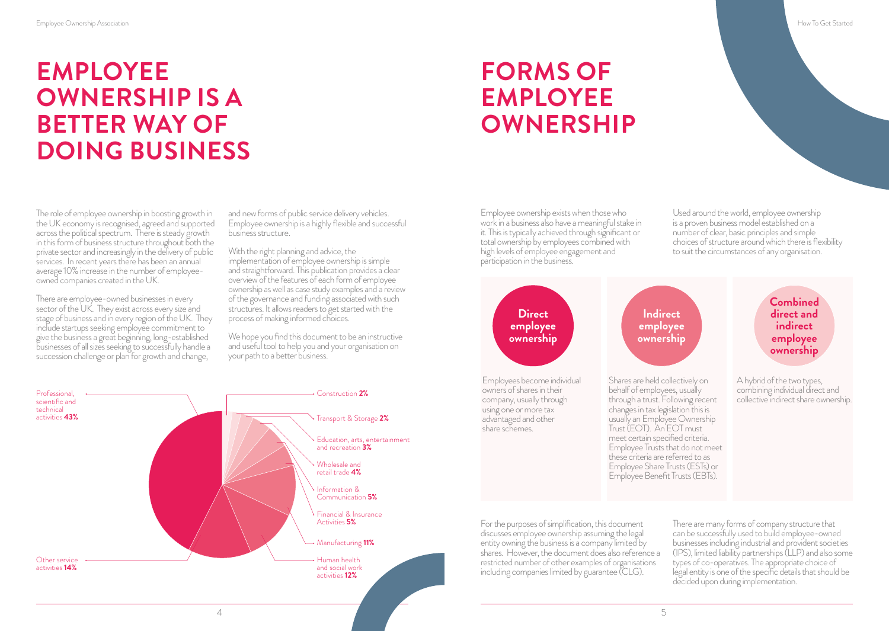# EMPLOYEE OWNERSHIP IS A BETTER WAY OF DOING BUSINESS

The role of employee ownership in boosting growth in the UK economy is recognised, agreed and supported across the political spectrum. There is steady growth in this form of business structure throughout both the private sector and increasingly in the delivery of public services. In recent years there has been an annual average 10% increase in the number of employee-owned companies created in the UK.

There are employee-owned businesses in every sector of the UK. They exist across every size and stage of business and in every region of the UK. They include startups seeking employee commitment to give the business a great beginning, long-established businesses of all sizes seeking to successfully handle a succession challenge or plan for growth and change, and new forms of public service delivery vehicles. Employee ownership is a highly flexible and successful business structure.

With the right planning and advice, the implementation of employee ownership is simple and straightforward. This publication provides a clear overview of the features of each form of employee ownership as well as case study examples and a review of the governance and funding associated with such structures. It allows readers to get started with the process of making informed choices.

We hope you find this document to be an instructive and useful tool to help you and your organisation on your path to a better business.

- Professional, scientific and technical activities **43%**
- Other service activities **14%**
- Human health and social work activities **12%**
- Manufacturing **11%**
- Financial & Insurance Activities **5%**
- Information & Communication **5%**
- Wholesale and retail trade **4%**
- Education, arts, entertainment and recreation **3%**
- Transport & Storage **2%**
- Construction **2%**

# FORMS OF EMPLOYEE OWNERSHIP

Employee ownership exists when those who work in a business also have a meaningful stake in it. This is typically achieved through significant or total ownership by employees combined with high levels of employee engagement and participation in the business.

Used around the world, employee ownership is a proven business model established on a number of clear, basic principles and simple choices of structure around which there is flexibility to suit the circumstances of any organisation.

**Direct employee ownership**

Employees become individual owners of shares in their company, usually through using one or more tax advantaged and other share schemes.

**Indirect employee ownership**

Shares are held collectively on behalf of employees, usually through a trust. Following recent changes in tax legislation this is usually an Employee Ownership Trust (EOT). An EOT must meet certain specified criteria. Employee Trusts that do not meet these criteria are referred to as Employee Share Trusts (ESTs) or Employee Benefit Trusts (EBTs).

**Combined direct and indirect employee ownership**

A hybrid of the two types, combining individual direct and collective indirect share ownership.

For the purposes of simplification, this document discusses employee ownership assuming the legal entity owning the business is a company limited by shares. However, the document does also reference a restricted number of other examples of organisations including companies limited by guarantee (CLG).

There are many forms of company structure that can be successfully used to build employee-owned businesses including industrial and provident societies (IPS), limited liability partnerships (LLP) and also some types of co-operatives. The appropriate choice of legal entity is one of the specific details that should be decided upon during implementation.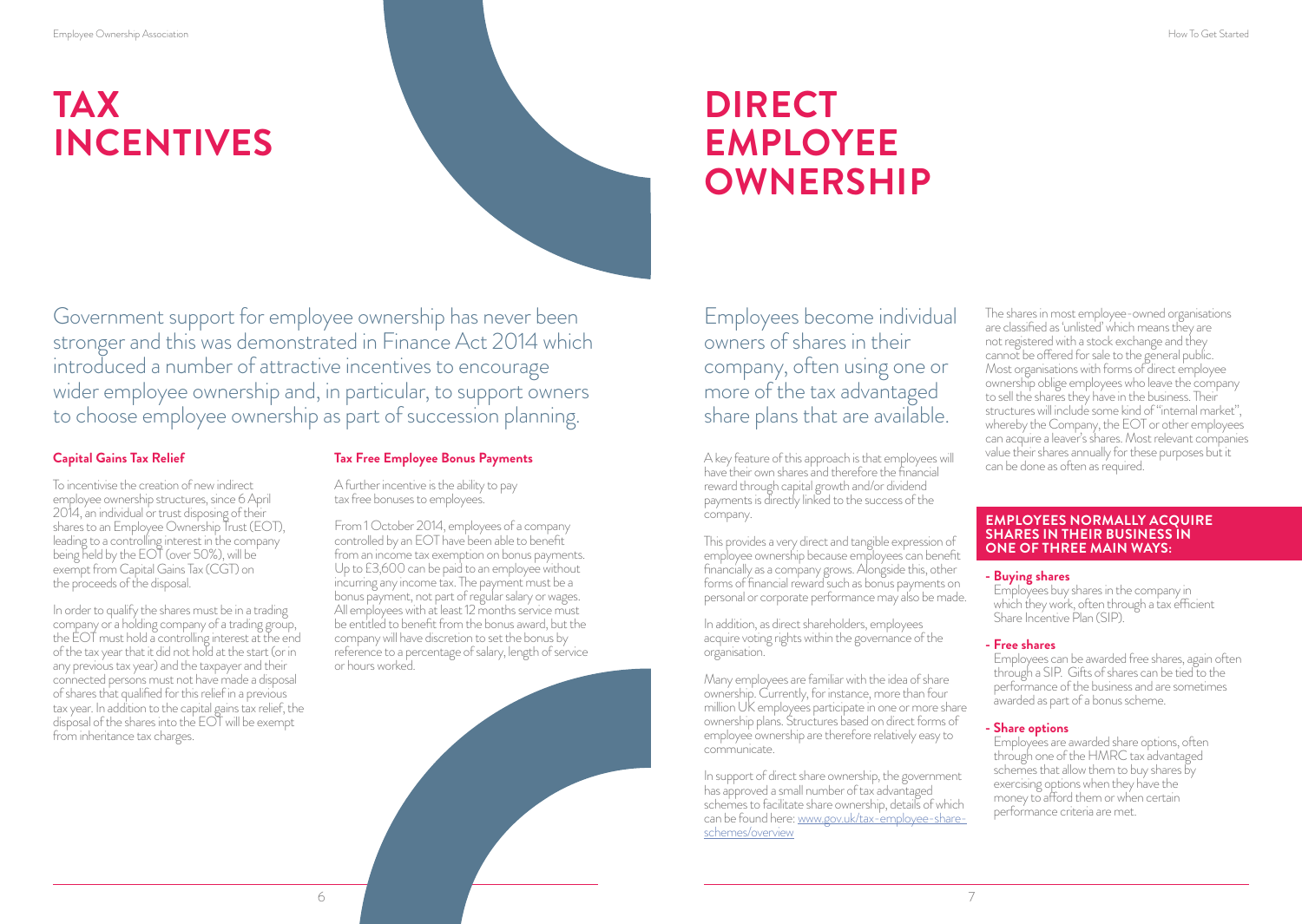# TAX INCENTIVES

Government support for employee ownership has never been stronger and this was demonstrated in Finance Act 2014 which introduced a number of attractive incentives to encourage wider employee ownership and, in particular, to support owners to choose employee ownership as part of succession planning.

### Capital Gains Tax Relief

To incentivise the creation of new indirect employee ownership structures, since 6 April 2014, an individual or trust disposing of their shares to an Employee Ownership Trust (EOT), leading to a controlling interest in the company being held by the EOT (over 50%), will be exempt from Capital Gains Tax (CGT) on the proceeds of the disposal.

In order to qualify the shares must be in a trading company or a holding company of a trading group, the EOT must hold a controlling interest at the end of the tax year that it did not hold at the start (or in any previous tax year) and the taxpayer and their connected persons must not have made a disposal of shares that qualified for this relief in a previous tax year. In addition to the capital gains tax relief, the disposal of the shares into the EOT will be exempt from inheritance tax charges.

### Tax Free Employee Bonus Payments

A further incentive is the ability to pay tax free bonuses to employees.

From 1 October 2014, employees of a company controlled by an EOT have been able to benefit from an income tax exemption on bonus payments. Up to £3,600 can be paid to an employee without incurring any income tax. The payment must be a bonus payment, not part of regular salary or wages. All employees with at least 12 months service must be entitled to benefit from the bonus award, but the company will have discretion to set the bonus by reference to a percentage of salary, length of service or hours worked.

# DIRECT EMPLOYEE OWNERSHIP

Employees become individual owners of shares in their company, often using one or more of the tax advantaged share plans that are available.

A key feature of this approach is that employees will have their own shares and therefore the financial reward through capital growth and/or dividend payments is directly linked to the success of the company.

This provides a very direct and tangible expression of employee ownership because employees can benefit financially as a company grows. Alongside this, other forms of financial reward such as bonus payments on personal or corporate performance may also be made.

In addition, as direct shareholders, employees acquire voting rights within the governance of the organisation.

Many employees are familiar with the idea of share ownership. Currently, for instance, more than four million UK employees participate in one or more share ownership plans. Structures based on direct forms of employee ownership are therefore relatively easy to communicate.

In support of direct share ownership, the government has approved a small number of tax advantaged schemes to facilitate share ownership, details of which can be found here: [www.gov.uk/tax-employee-share-schemes/overview](www.gov.uk/tax-employee-share-schemes/overview)

The shares in most employee-owned organisations are classified as 'unlisted' which means they are not registered with a stock exchange and they cannot be offered for sale to the general public. Most organisations with forms of direct employee ownership oblige employees who leave the company to sell the shares they have in the business. Their structures will include some kind of "internal market", whereby the Company, the EOT or other employees can acquire a leaver's shares. Most relevant companies value their shares annually for these purposes but it can be done as often as required.

### EMPLOYEES NORMALLY ACQUIRE SHARES IN THEIR BUSINESS IN ONE OF THREE MAIN WAYS:

- **Buying shares**
  Employees buy shares in the company in which they work, often through a tax efficient Share Incentive Plan (SIP).

- **Free shares**
  Employees can be awarded free shares, again often through a SIP. Gifts of shares can be tied to the performance of the business and are sometimes awarded as part of a bonus scheme.

- **Share options**
  Employees are awarded share options, often through one of the HMRC tax advantaged schemes that allow them to buy shares by exercising options when they have the money to afford them or when certain performance criteria are met.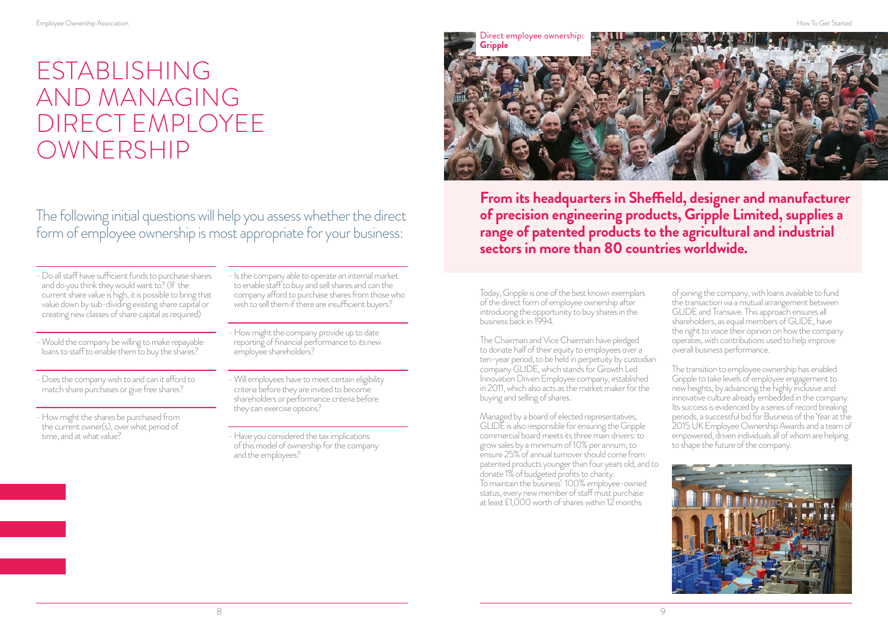# ESTABLISHING AND MANAGING DIRECT EMPLOYEE OWNERSHIP

## The following initial questions will help you assess whether the direct form of employee ownership is most appropriate for your business:

- Do all staff have sufficient funds to purchase shares and do you think they would want to? (If the current share value is high, it is possible to bring that value down by sub-dividing existing share capital or creating new classes of share capital as required)

- Would the company be willing to make repayable loans to staff to enable them to buy the shares?

- Does the company wish to and can it afford to match share purchases or give free shares?

- How might the shares be purchased from the current owner(s), over what period of time, and at what value?

- Is the company able to operate an internal market to enable staff to buy and sell shares and can the company afford to purchase shares from those who wish to sell them if there are insufficient buyers?

- How might the company provide up to date reporting of financial performance to its new employee shareholders?

- Will employees have to meet certain eligibility criteria before they are invited to become shareholders or performance criteria before they can exercise options?

- Have you considered the tax implications of this model of ownership for the company and the employees?

## Direct employee ownership: **Gripple**

**From its headquarters in Sheffield, designer and manufacturer of precision engineering products, Gripple Limited, supplies a range of patented products to the agricultural and industrial sectors in more than 80 countries worldwide.**

Today, Gripple is one of the best known exemplars of the direct form of employee ownership after introducing the opportunity to buy shares in the business back in 1994.

The Chairman and Vice Chairman have pledged to donate half of their equity to employees over a ten-year period, to be held in perpetuity by custodian company GLIDE, which stands for Growth Led Innovation Driven Employee company, established in 2011, which also acts as the market maker for the buying and selling of shares.

Managed by a board of elected representatives, GLIDE is also responsible for ensuring the Gripple commercial board meets its three main drivers: to grow sales by a minimum of 10% per annum; to ensure 25% of annual turnover should come from patented products younger than four years old, and to donate 1% of budgeted profits to charity.
To maintain the business' 100% employee-owned status, every new member of staff must purchase at least £1,000 worth of shares within 12 months of joining the company, with loans available to fund the transaction via a mutual arrangement between GLIDE and Transave. This approach ensures all shareholders, as equal members of GLIDE, have the right to voice their opinion on how the company operates, with contributions used to help improve overall business performance.

The transition to employee ownership has enabled Gripple to take levels of employee engagement to new heights, by advancing the highly inclusive and innovative culture already embedded in the company. Its success is evidenced by a series of record breaking periods, a successful bid for Business of the Year at the 2015 UK Employee Ownership Awards and a team of empowered, driven individuals all of whom are helping to shape the future of the company.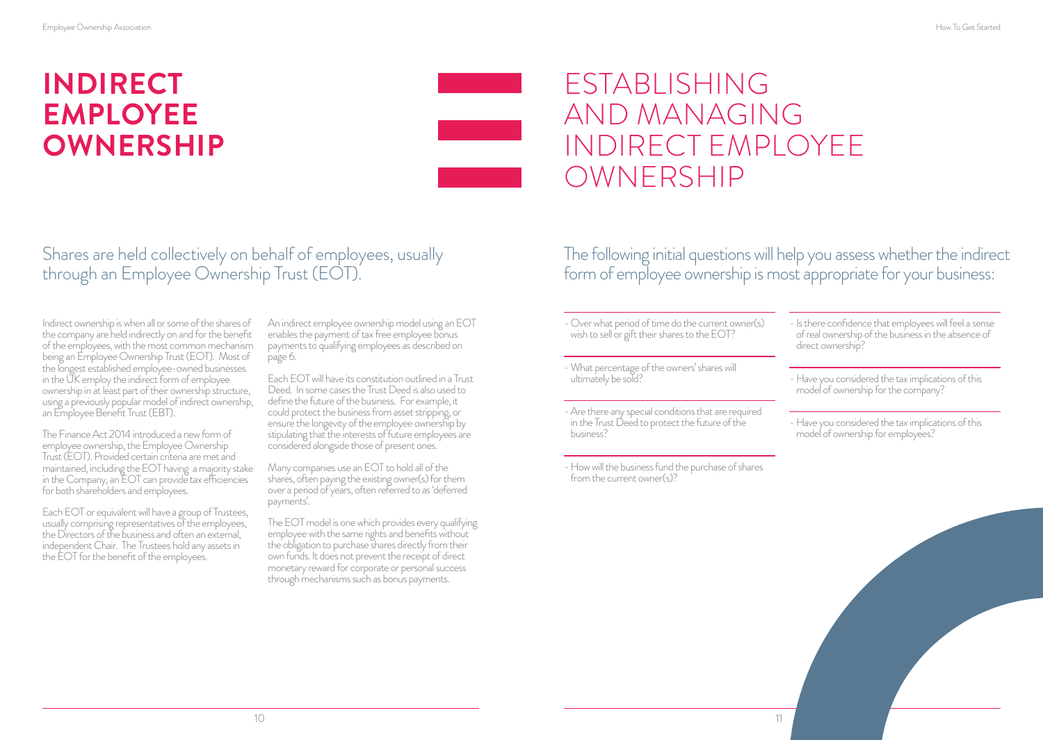# INDIRECT EMPLOYEE OWNERSHIP

## Shares are held collectively on behalf of employees, usually through an Employee Ownership Trust (EOT).

Indirect ownership is when all or some of the shares of the company are held indirectly on and for the benefit of the employees, with the most common mechanism being an Employee Ownership Trust (EOT). Most of the longest established employee-owned businesses in the UK employ the indirect form of employee ownership in at least part of their ownership structure, using a previously popular model of indirect ownership, an Employee Benefit Trust (EBT).

The Finance Act 2014 introduced a new form of employee ownership, the Employee Ownership Trust (EOT). Provided certain criteria are met and maintained, including the EOT having a majority stake in the Company, an EOT can provide tax efficiencies for both shareholders and employees.

Each EOT or equivalent will have a group of Trustees, usually comprising representatives of the employees, the Directors of the business and often an external, independent Chair. The Trustees hold any assets in the EOT for the benefit of the employees.

An indirect employee ownership model using an EOT enables the payment of tax free employee bonus payments to qualifying employees as described on page 6.

Each EOT will have its constitution outlined in a Trust Deed. In some cases the Trust Deed is also used to define the future of the business. For example, it could protect the business from asset stripping, or ensure the longevity of the employee ownership by stipulating that the interests of future employees are considered alongside those of present ones.

Many companies use an EOT to hold all of the shares, often paying the existing owner(s) for them over a period of years, often referred to as 'deferred payments'.

The EOT model is one which provides every qualifying employee with the same rights and benefits without the obligation to purchase shares directly from their own funds. It does not prevent the receipt of direct monetary reward for corporate or personal success through mechanisms such as bonus payments.

# ESTABLISHING AND MANAGING INDIRECT EMPLOYEE OWNERSHIP

## The following initial questions will help you assess whether the indirect form of employee ownership is most appropriate for your business:

- Over what period of time do the current owner(s) wish to sell or gift their shares to the EOT?
- What percentage of the owners' shares will ultimately be sold?
- Are there any special conditions that are required in the Trust Deed to protect the future of the business?
- How will the business fund the purchase of shares from the current owner(s)?
- Is there confidence that employees will feel a sense of real ownership of the business in the absence of direct ownership?
- Have you considered the tax implications of this model of ownership for the company?
- Have you considered the tax implications of this model of ownership for employees?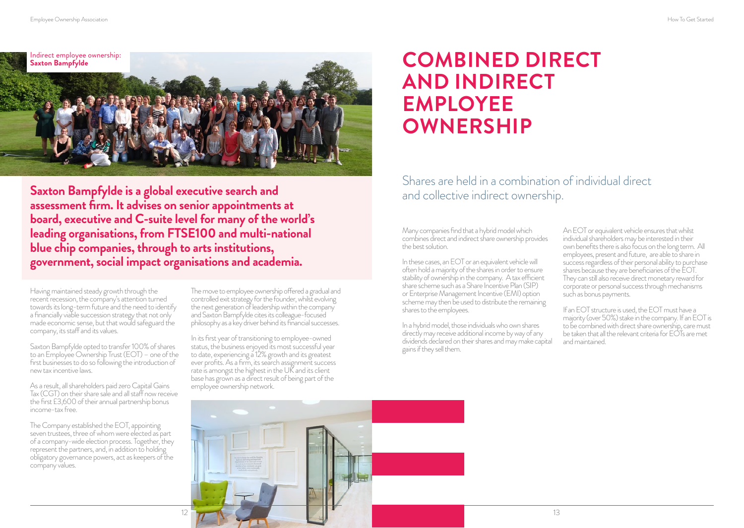Indirect employee ownership: **Saxton Bampfylde**

**Saxton Bampfylde is a global executive search and assessment firm. It advises on senior appointments at board, executive and C-suite level for many of the world's leading organisations, from FTSE100 and multi-national blue chip companies, through to arts institutions, government, social impact organisations and academia.**

Having maintained steady growth through the recent recession, the company's attention turned towards its long-term future and the need to identify a financially viable succession strategy that not only made economic sense, but that would safeguard the company, its staff and its values.

Saxton Bampfylde opted to transfer 100% of shares to an Employee Ownership Trust (EOT) – one of the first businesses to do so following the introduction of new tax incentive laws.

As a result, all shareholders paid zero Capital Gains Tax (CGT) on their share sale and all staff now receive the first £3,600 of their annual partnership bonus income-tax free.

The Company established the EOT, appointing seven trustees, three of whom were elected as part of a company-wide election process. Together, they represent the partners, and, in addition to holding obligatory governance powers, act as keepers of the company values.

The move to employee ownership offered a gradual and controlled exit strategy for the founder, whilst evolving the next generation of leadership within the company and Saxton Bampfylde cites its colleague-focused philosophy as a key driver behind its financial successes.

In its first year of transitioning to employee-owned status, the business enjoyed its most successful year to date, experiencing a 12% growth and its greatest ever profits. As a firm, its search assignment success rate is amongst the highest in the UK and its client base has grown as a direct result of being part of the employee ownership network.

# COMBINED DIRECT AND INDIRECT EMPLOYEE OWNERSHIP

## Shares are held in a combination of individual direct and collective indirect ownership.

Many companies find that a hybrid model which combines direct and indirect share ownership provides the best solution.

In these cases, an EOT or an equivalent vehicle will often hold a majority of the shares in order to ensure stability of ownership in the company. A tax efficient share scheme such as a Share Incentive Plan (SIP) or Enterprise Management Incentive (EMI) option scheme may then be used to distribute the remaining shares to the employees.

In a hybrid model, those individuals who own shares directly may receive additional income by way of any dividends declared on their shares and may make capital gains if they sell them.

An EOT or equivalent vehicle ensures that whilst individual shareholders may be interested in their own benefits there is also focus on the long term. All employees, present and future, are able to share in success regardless of their personal ability to purchase shares because they are beneficiaries of the EOT. They can still also receive direct monetary reward for corporate or personal success through mechanisms such as bonus payments.

If an EOT structure is used, the EOT must have a majority (over 50%) stake in the company. If an EOT is to be combined with direct share ownership, care must be taken that all the relevant criteria for EOTs are met and maintained.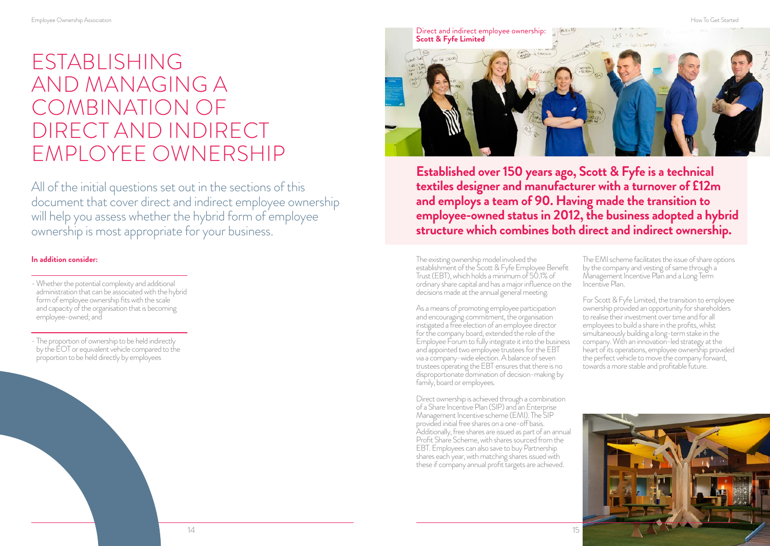# ESTABLISHING AND MANAGING A COMBINATION OF DIRECT AND INDIRECT EMPLOYEE OWNERSHIP

All of the initial questions set out in the sections of this document that cover direct and indirect employee ownership will help you assess whether the hybrid form of employee ownership is most appropriate for your business.

**In addition consider:**

- Whether the potential complexity and additional administration that can be associated with the hybrid form of employee ownership fits with the scale and capacity of the organisation that is becoming employee-owned; and

- The proportion of ownership to be held indirectly by the EOT or equivalent vehicle compared to the proportion to be held directly by employees

## Direct and indirect employee ownership: **Scott & Fyfe Limited**

**Established over 150 years ago, Scott & Fyfe is a technical textiles designer and manufacturer with a turnover of £12m and employs a team of 90. Having made the transition to employee-owned status in 2012, the business adopted a hybrid structure which combines both direct and indirect ownership.**

The existing ownership model involved the establishment of the Scott & Fyfe Employee Benefit Trust (EBT), which holds a minimum of 50.1% of ordinary share capital and has a major influence on the decisions made at the annual general meeting.

As a means of promoting employee participation and encouraging commitment, the organisation instigated a free election of an employee director for the company board, extended the role of the Employee Forum to fully integrate it into the business and appointed two employee trustees for the EBT via a company-wide election. A balance of seven trustees operating the EBT ensures that there is no disproportionate domination of decision-making by family, board or employees.

Direct ownership is achieved through a combination of a Share Incentive Plan (SIP) and an Enterprise Management Incentive scheme (EMI). The SIP provided initial free shares on a one-off basis. Additionally, free shares are issued as part of an annual Profit Share Scheme, with shares sourced from the EBT. Employees can also save to buy Partnership shares each year, with matching shares issued with these if company annual profit targets are achieved.

The EMI scheme facilitates the issue of share options by the company and vesting of same through a Management Incentive Plan and a Long Term Incentive Plan.

For Scott & Fyfe Limited, the transition to employee ownership provided an opportunity for shareholders to realise their investment over time and for all employees to build a share in the profits, whilst simultaneously building a long-term stake in the company. With an innovation-led strategy at the heart of its operations, employee ownership provided the perfect vehicle to move the company forward, towards a more stable and profitable future.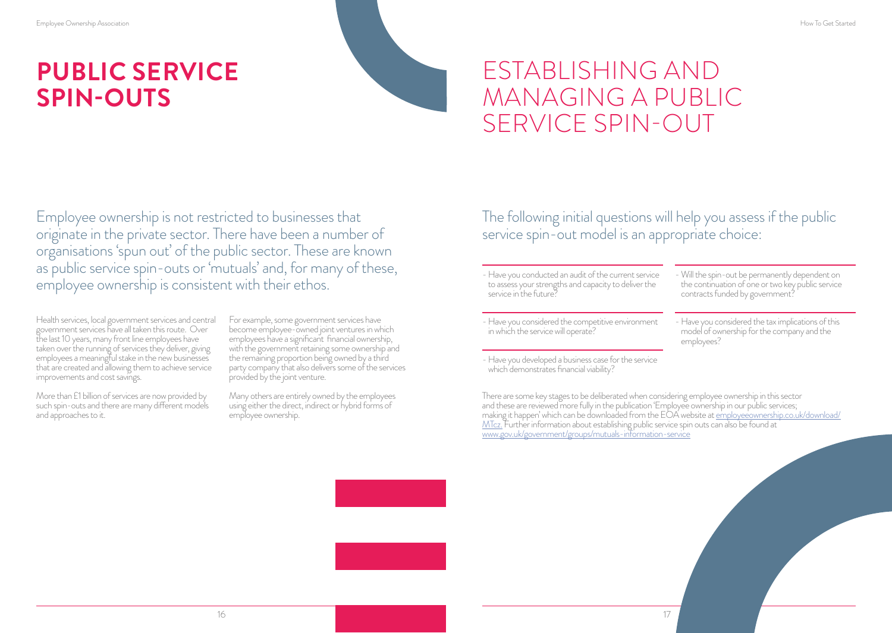# PUBLIC SERVICE SPIN-OUTS

Employee ownership is not restricted to businesses that originate in the private sector. There have been a number of organisations 'spun out' of the public sector. These are known as public service spin-outs or 'mutuals' and, for many of these, employee ownership is consistent with their ethos.

Health services, local government services and central government services have all taken this route. Over the last 10 years, many front line employees have taken over the running of services they deliver, giving employees a meaningful stake in the new businesses that are created and allowing them to achieve service improvements and cost savings.

More than £1 billion of services are now provided by such spin-outs and there are many different models and approaches to it.

For example, some government services have become employee-owned joint ventures in which employees have a significant financial ownership, with the government retaining some ownership and the remaining proportion being owned by a third party company that also delivers some of the services provided by the joint venture.

Many others are entirely owned by the employees using either the direct, indirect or hybrid forms of employee ownership.

# ESTABLISHING AND MANAGING A PUBLIC SERVICE SPIN-OUT

The following initial questions will help you assess if the public service spin-out model is an appropriate choice:

- Have you conducted an audit of the current service to assess your strengths and capacity to deliver the service in the future?
- Have you considered the competitive environment in which the service will operate?
- Have you developed a business case for the service which demonstrates financial viability?
- Will the spin-out be permanently dependent on the continuation of one or two key public service contracts funded by government?
- Have you considered the tax implications of this model of ownership for the company and the employees?

There are some key stages to be deliberated when considering employee ownership in this sector and these are reviewed more fully in the publication 'Employee ownership in our public services; making it happen' which can be downloaded from the EOA website at employeeownership.co.uk/download/MTcz. Further information about establishing public service spin outs can also be found at www.gov.uk/government/groups/mutuals-information-service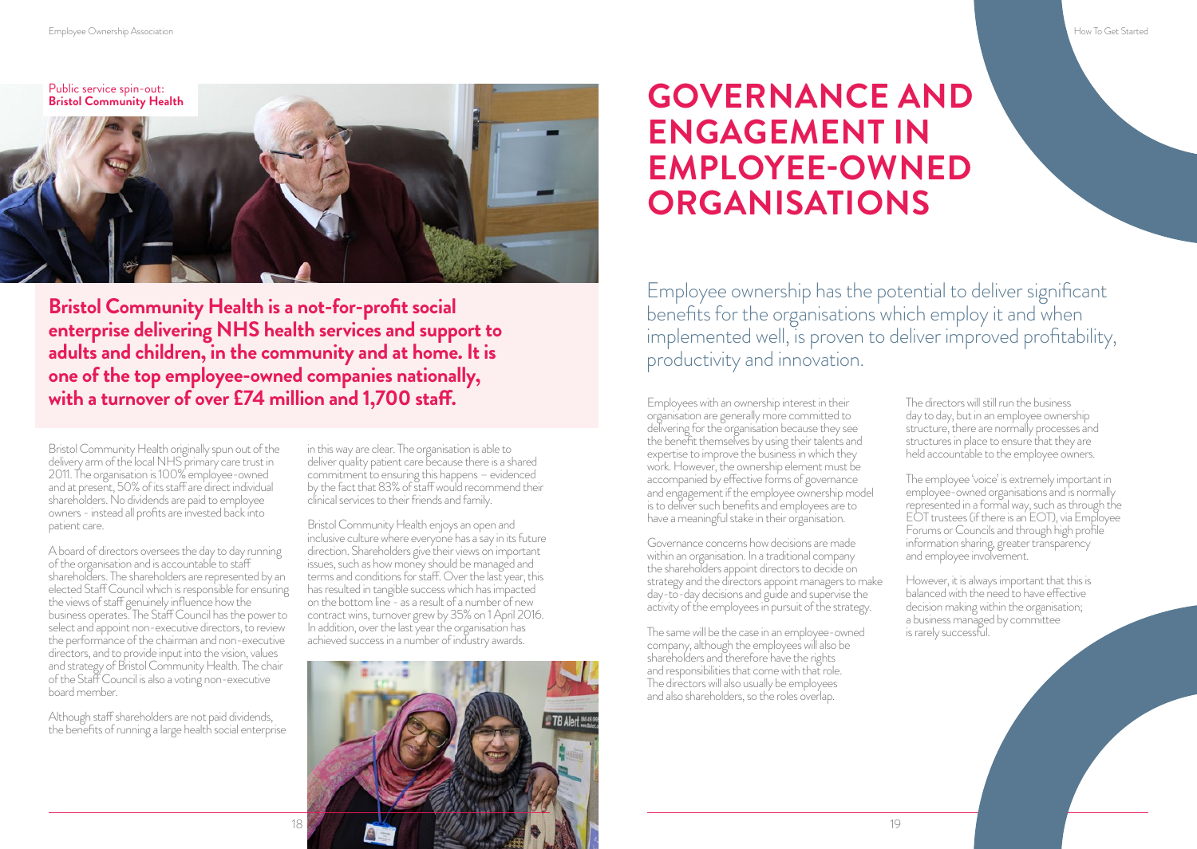Public service spin-out:
**Bristol Community Health**

**Bristol Community Health is a not-for-profit social enterprise delivering NHS health services and support to adults and children, in the community and at home. It is one of the top employee-owned companies nationally, with a turnover of over £74 million and 1,700 staff.**

Bristol Community Health originally spun out of the delivery arm of the local NHS primary care trust in 2011. The organisation is 100% employee-owned and at present, 50% of its staff are direct individual shareholders. No dividends are paid to employee owners - instead all profits are invested back into patient care.

A board of directors oversees the day to day running of the organisation and is accountable to staff shareholders. The shareholders are represented by an elected Staff Council which is responsible for ensuring the views of staff genuinely influence how the business operates. The Staff Council has the power to select and appoint non-executive directors, to review the performance of the chairman and non-executive directors, and to provide input into the vision, values and strategy of Bristol Community Health. The chair of the Staff Council is also a voting non-executive board member.

Although staff shareholders are not paid dividends, the benefits of running a large health social enterprise in this way are clear. The organisation is able to deliver quality patient care because there is a shared commitment to ensuring this happens – evidenced by the fact that 83% of staff would recommend their clinical services to their friends and family.

Bristol Community Health enjoys an open and inclusive culture where everyone has a say in its future direction. Shareholders give their views on important issues, such as how money should be managed and terms and conditions for staff. Over the last year, this has resulted in tangible success which has impacted on the bottom line - as a result of a number of new contract wins, turnover grew by 35% on 1 April 2016. In addition, over the last year the organisation has achieved success in a number of industry awards.

# GOVERNANCE AND ENGAGEMENT IN EMPLOYEE-OWNED ORGANISATIONS

Employee ownership has the potential to deliver significant benefits for the organisations which employ it and when implemented well, is proven to deliver improved profitability, productivity and innovation.

Employees with an ownership interest in their organisation are generally more committed to delivering for the organisation because they see the benefit themselves by using their talents and expertise to improve the business in which they work. However, the ownership element must be accompanied by effective forms of governance and engagement if the employee ownership model is to deliver such benefits and employees are to have a meaningful stake in their organisation.

Governance concerns how decisions are made within an organisation. In a traditional company the shareholders appoint directors to decide on strategy and the directors appoint managers to make day-to-day decisions and guide and supervise the activity of the employees in pursuit of the strategy.

The same will be the case in an employee-owned company, although the employees will also be shareholders and therefore have the rights and responsibilities that come with that role. The directors will also usually be employees and also shareholders, so the roles overlap.

The directors will still run the business day to day, but in an employee ownership structure, there are normally processes and structures in place to ensure that they are held accountable to the employee owners.

The employee 'voice' is extremely important in employee-owned organisations and is normally represented in a formal way, such as through the EOT trustees (if there is an EOT), via Employee Forums or Councils and through high profile information sharing, greater transparency and employee involvement.

However, it is always important that this is balanced with the need to have effective decision making within the organisation; a business managed by committee is rarely successful.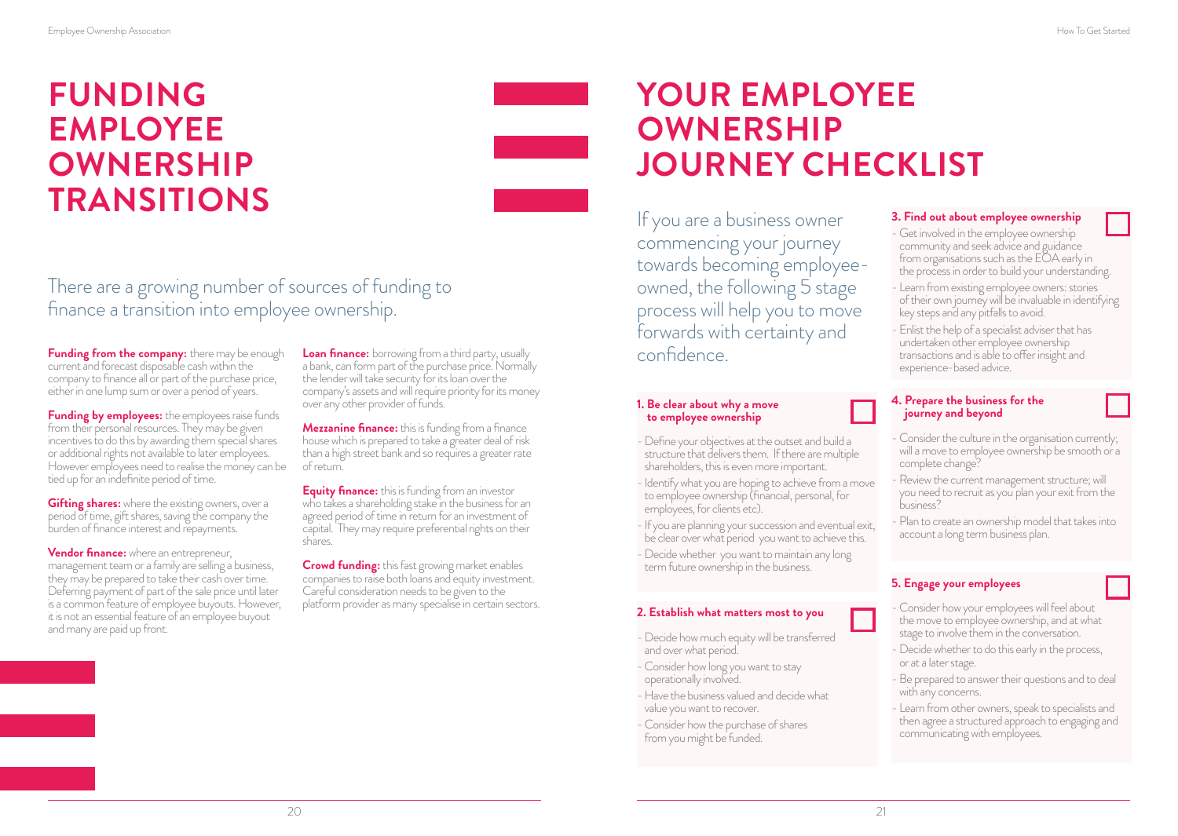# FUNDING EMPLOYEE OWNERSHIP TRANSITIONS

There are a growing number of sources of funding to finance a transition into employee ownership.

**Funding from the company:** there may be enough current and forecast disposable cash within the company to finance all or part of the purchase price, either in one lump sum or over a period of years.

**Funding by employees:** the employees raise funds from their personal resources. They may be given incentives to do this by awarding them special shares or additional rights not available to later employees. However employees need to realise the money can be tied up for an indefinite period of time.

**Gifting shares:** where the existing owners, over a period of time, gift shares, saving the company the burden of finance interest and repayments.

**Vendor finance:** where an entrepreneur, management team or a family are selling a business, they may be prepared to take their cash over time. Deferring payment of part of the sale price until later is a common feature of employee buyouts. However, it is not an essential feature of an employee buyout and many are paid up front.

**Loan finance:** borrowing from a third party, usually a bank, can form part of the purchase price. Normally the lender will take security for its loan over the company's assets and will require priority for its money over any other provider of funds.

**Mezzanine finance:** this is funding from a finance house which is prepared to take a greater deal of risk than a high street bank and so requires a greater rate of return.

**Equity finance:** this is funding from an investor who takes a shareholding stake in the business for an agreed period of time in return for an investment of capital. They may require preferential rights on their shares.

**Crowd funding:** this fast growing market enables companies to raise both loans and equity investment. Careful consideration needs to be given to the platform provider as many specialise in certain sectors.

# YOUR EMPLOYEE OWNERSHIP JOURNEY CHECKLIST

If you are a business owner commencing your journey towards becoming employee-owned, the following 5 stage process will help you to move forwards with certainty and confidence.

### 1. Be clear about why a move to employee ownership

- Define your objectives at the outset and build a structure that delivers them. If there are multiple shareholders, this is even more important.
- Identify what you are hoping to achieve from a move to employee ownership (financial, personal, for employees, for clients etc).
- If you are planning your succession and eventual exit, be clear over what period you want to achieve this.
- Decide whether you want to maintain any long term future ownership in the business.

### 2. Establish what matters most to you

- Decide how much equity will be transferred and over what period.
- Consider how long you want to stay operationally involved.
- Have the business valued and decide what value you want to recover.
- Consider how the purchase of shares from you might be funded.

### 3. Find out about employee ownership

- Get involved in the employee ownership community and seek advice and guidance from organisations such as the EOA early in the process in order to build your understanding.
- Learn from existing employee owners: stories of their own journey will be invaluable in identifying key steps and any pitfalls to avoid.
- Enlist the help of a specialist adviser that has undertaken other employee ownership transactions and is able to offer insight and experience-based advice.

### 4. Prepare the business for the journey and beyond

- Consider the culture in the organisation currently; will a move to employee ownership be smooth or a complete change?
- Review the current management structure; will you need to recruit as you plan your exit from the business?
- Plan to create an ownership model that takes into account a long term business plan.

### 5. Engage your employees

- Consider how your employees will feel about the move to employee ownership, and at what stage to involve them in the conversation.
- Decide whether to do this early in the process, or at a later stage.
- Be prepared to answer their questions and to deal with any concerns.
- Learn from other owners, speak to specialists and then agree a structured approach to engaging and communicating with employees.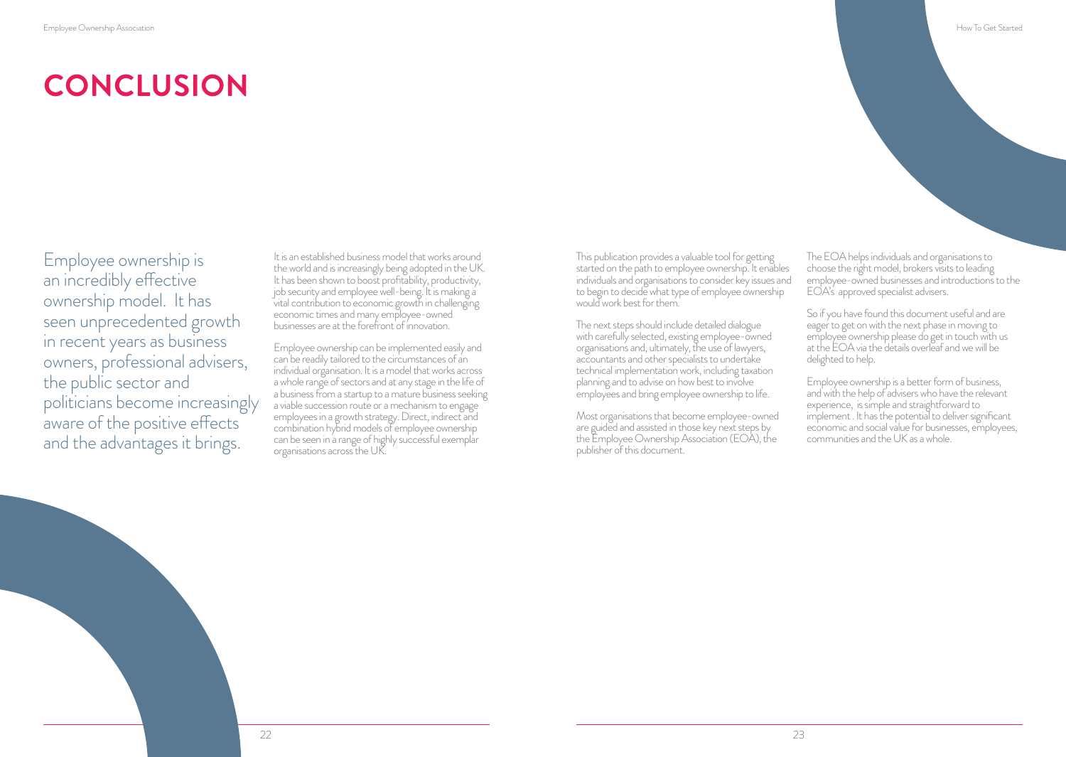# CONCLUSION

Employee ownership is an incredibly effective ownership model. It has seen unprecedented growth in recent years as business owners, professional advisers, the public sector and politicians become increasingly aware of the positive effects and the advantages it brings.

It is an established business model that works around the world and is increasingly being adopted in the UK. It has been shown to boost profitability, productivity, job security and employee well-being. It is making a vital contribution to economic growth in challenging economic times and many employee-owned businesses are at the forefront of innovation.

Employee ownership can be implemented easily and can be readily tailored to the circumstances of an individual organisation. It is a model that works across a whole range of sectors and at any stage in the life of a business from a startup to a mature business seeking a viable succession route or a mechanism to engage employees in a growth strategy. Direct, indirect and combination hybrid models of employee ownership can be seen in a range of highly successful exemplar organisations across the UK.

This publication provides a valuable tool for getting started on the path to employee ownership. It enables individuals and organisations to consider key issues and to begin to decide what type of employee ownership would work best for them.

The next steps should include detailed dialogue with carefully selected, existing employee-owned organisations and, ultimately, the use of lawyers, accountants and other specialists to undertake technical implementation work, including taxation planning and to advise on how best to involve employees and bring employee ownership to life.

Most organisations that become employee-owned are guided and assisted in those key next steps by the Employee Ownership Association (EOA), the publisher of this document.

The EOA helps individuals and organisations to choose the right model, brokers visits to leading employee-owned businesses and introductions to the EOA's approved specialist advisers.

So if you have found this document useful and are eager to get on with the next phase in moving to employee ownership please do get in touch with us at the EOA via the details overleaf and we will be delighted to help.

Employee ownership is a better form of business, and with the help of advisers who have the relevant experience, is simple and straightforward to implement . It has the potential to deliver significant economic and social value for businesses, employees, communities and the UK as a whole.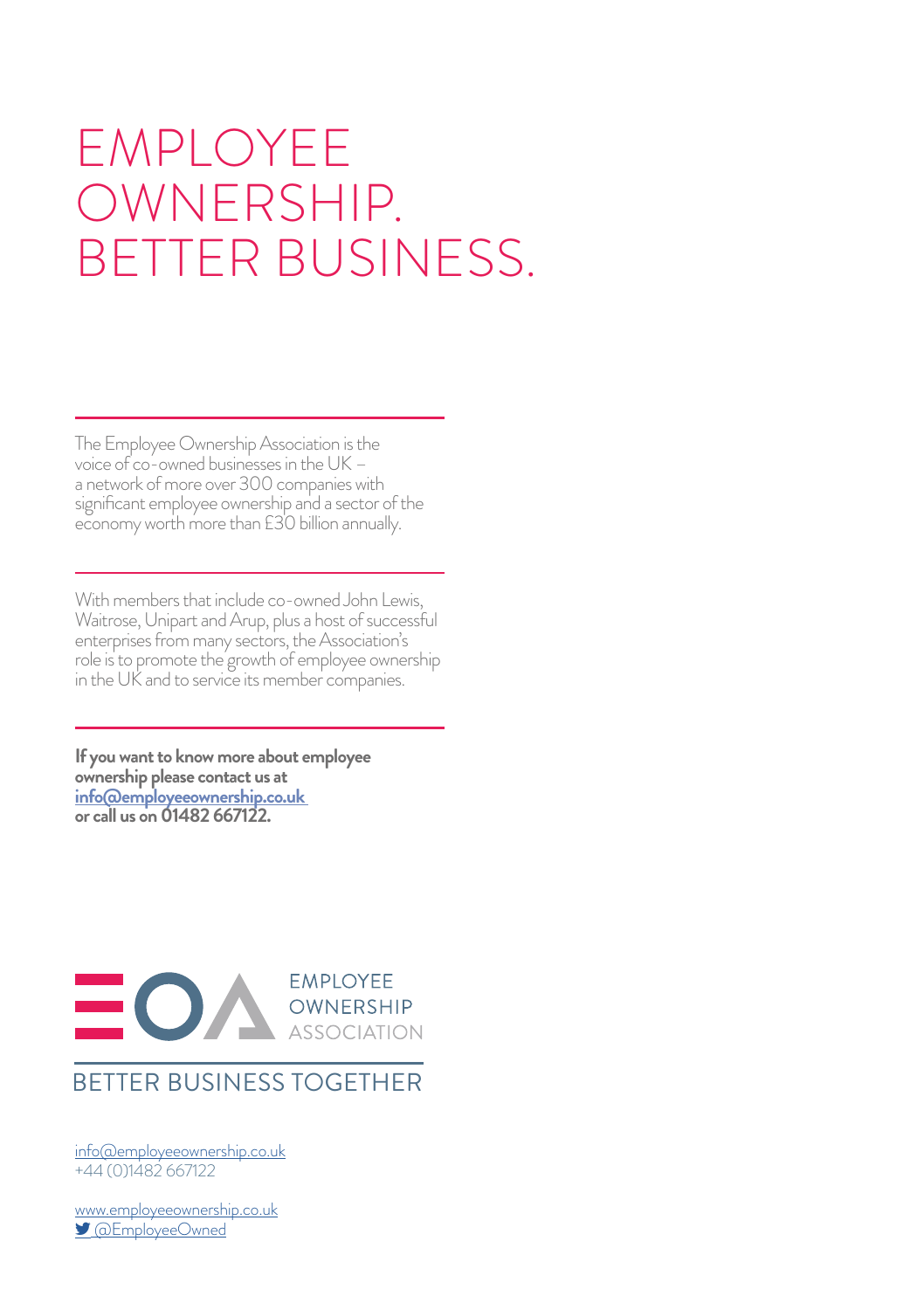# EMPLOYEE OWNERSHIP. BETTER BUSINESS.

The Employee Ownership Association is the voice of co-owned businesses in the UK – a network of more over 300 companies with significant employee ownership and a sector of the economy worth more than £30 billion annually.

With members that include co-owned John Lewis, Waitrose, Unipart and Arup, plus a host of successful enterprises from many sectors, the Association's role is to promote the growth of employee ownership in the UK and to service its member companies.

**If you want to know more about employee ownership please contact us at info@employeeownership.co.uk or call us on 01482 667122.**

EMPLOYEE OWNERSHIP ASSOCIATION

BETTER BUSINESS TOGETHER

info@employeeownership.co.uk
+44 (0)1482 667122

www.employeeownership.co.uk
@EmployeeOwned